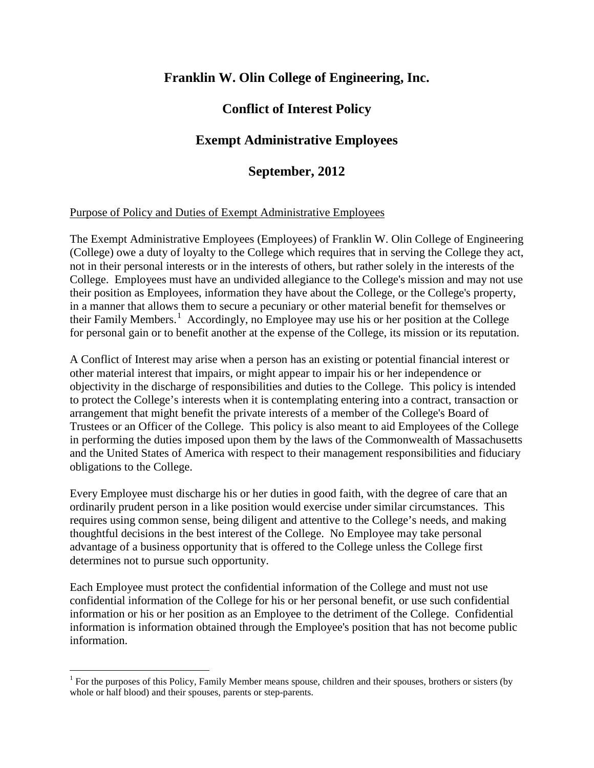# Franklin W. Olin College of Engineering, Inc.

## Conflict of Interest Policy

## Exempt Administrative Employees

## September, 2012

Purpose of Policy and Duties of Exempt Administrative Employees

The Exempt Administrative Employees (Employees) of Franklin W. Olin College of Engineering (College) owe a duty of loyalty to the College which requires that in serving the College they act, not in their personal interests or in the interests of others, but rather solely in the interests of the College. Employees must have an undivided allegiance to the College's mission and may not use their position as Employees, information they have about the College, or the College's property, in a manner that allows them to secure a pecuniary or other material benefit for themselves or their Family Members.[1] Accordingly, no Employee may use his or her position at the College for personal gain or to benefit another at the expense of the College, its mission or its reputation.

A Conflict of Interest may arise when a person has an existing or potential financial interest or other material interest that impairs, or might appear to impair his or her independence or objectivity in the discharge of responsibilities and duties to the College. This policy is intended to protect the College's interests when it is contemplating entering into a contract, transaction or arrangement that might benefit the private interests of a member of the College's Board of Trustees or an Officer of the College. This policy is also meant to aid Employees of the College in performing the duties imposed upon them by the laws of the Commonwealth of Massachusetts and the United States of America with respect to their management responsibilities and fiduciary obligations to the College.

Every Employee must discharge his or her duties in good faith, with the degree of care that an ordinarily prudent person in a like position would exercise under similar circumstances. This requires using common sense, being diligent and attentive to the College's needs, and making thoughtful decisions in the best interest of the College. No Employee may take personal advantage of a business opportunity that is offered to the College unless the College first determines not to pursue such opportunity.

Each Employee must protect the confidential information of the College and must not use confidential information of the College for his or her personal benefit, or use such confidential information or his or her position as an Employee to the detriment of the College. Confidential information is information obtained through the Employee's position that has not become public information.

---

[1] For the purposes of this Policy, Family Member means spouse, children and their spouses, brothers or sisters (by whole or half blood) and their spouses, parents or step-parents.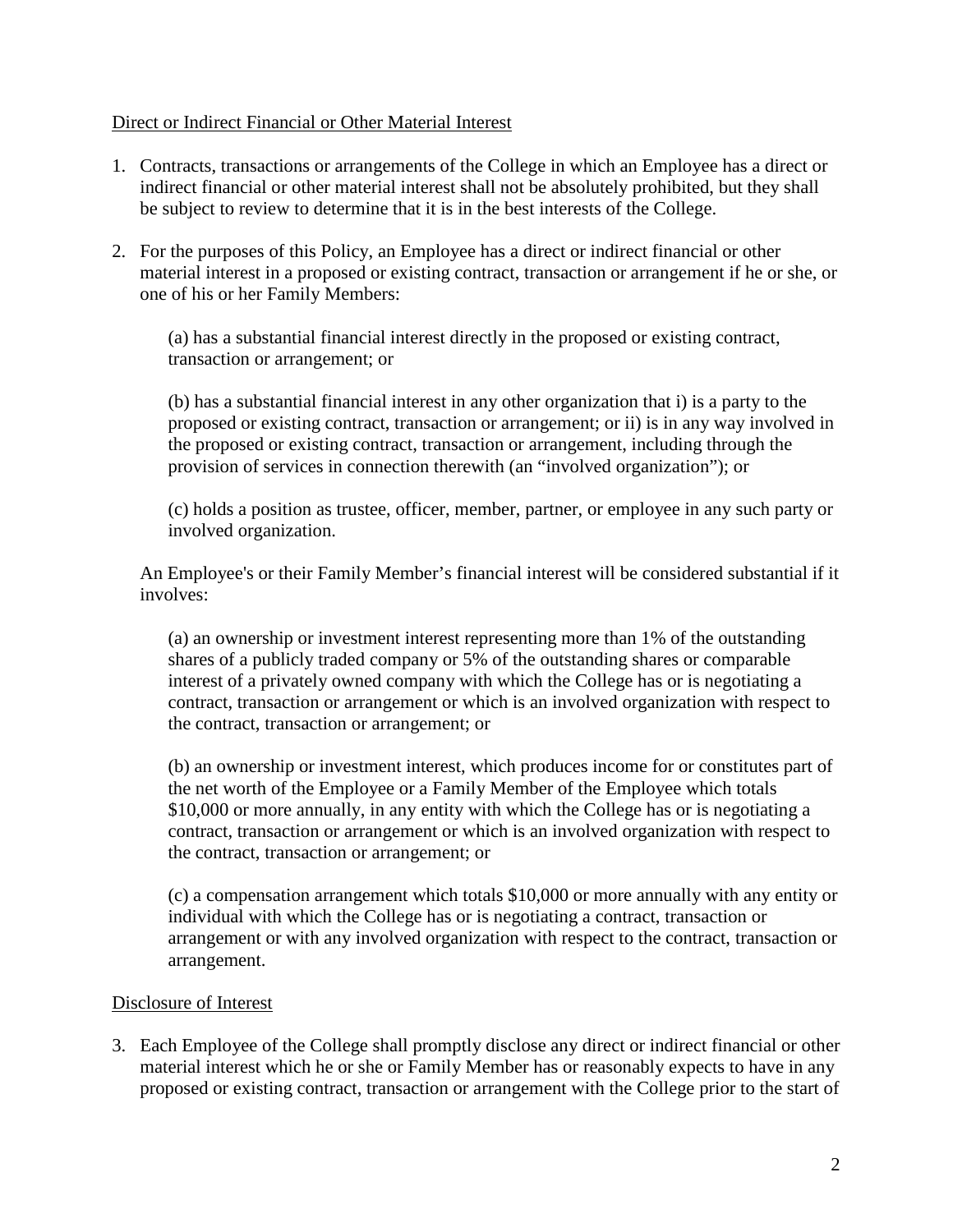Direct or Indirect Financial or Other Material Interest

1. Contracts, transactions or arrangements of the College in which an Employee has a direct or indirect financial or other material interest shall not be absolutely prohibited, but they shall be subject to review to determine that it is in the best interests of the College.

2. For the purposes of this Policy, an Employee has a direct or indirect financial or other material interest in a proposed or existing contract, transaction or arrangement if he or she, or one of his or her Family Members:

   (a) has a substantial financial interest directly in the proposed or existing contract, transaction or arrangement; or

   (b) has a substantial financial interest in any other organization that i) is a party to the proposed or existing contract, transaction or arrangement; or ii) is in any way involved in the proposed or existing contract, transaction or arrangement, including through the provision of services in connection therewith (an "involved organization"); or

   (c) holds a position as trustee, officer, member, partner, or employee in any such party or involved organization.

   An Employee's or their Family Member's financial interest will be considered substantial if it involves:

   (a) an ownership or investment interest representing more than 1% of the outstanding shares of a publicly traded company or 5% of the outstanding shares or comparable interest of a privately owned company with which the College has or is negotiating a contract, transaction or arrangement or which is an involved organization with respect to the contract, transaction or arrangement; or

   (b) an ownership or investment interest, which produces income for or constitutes part of the net worth of the Employee or a Family Member of the Employee which totals $10,000 or more annually, in any entity with which the College has or is negotiating a contract, transaction or arrangement or which is an involved organization with respect to the contract, transaction or arrangement; or

   (c) a compensation arrangement which totals $10,000 or more annually with any entity or individual with which the College has or is negotiating a contract, transaction or arrangement or with any involved organization with respect to the contract, transaction or arrangement.

Disclosure of Interest

3. Each Employee of the College shall promptly disclose any direct or indirect financial or other material interest which he or she or Family Member has or reasonably expects to have in any proposed or existing contract, transaction or arrangement with the College prior to the start of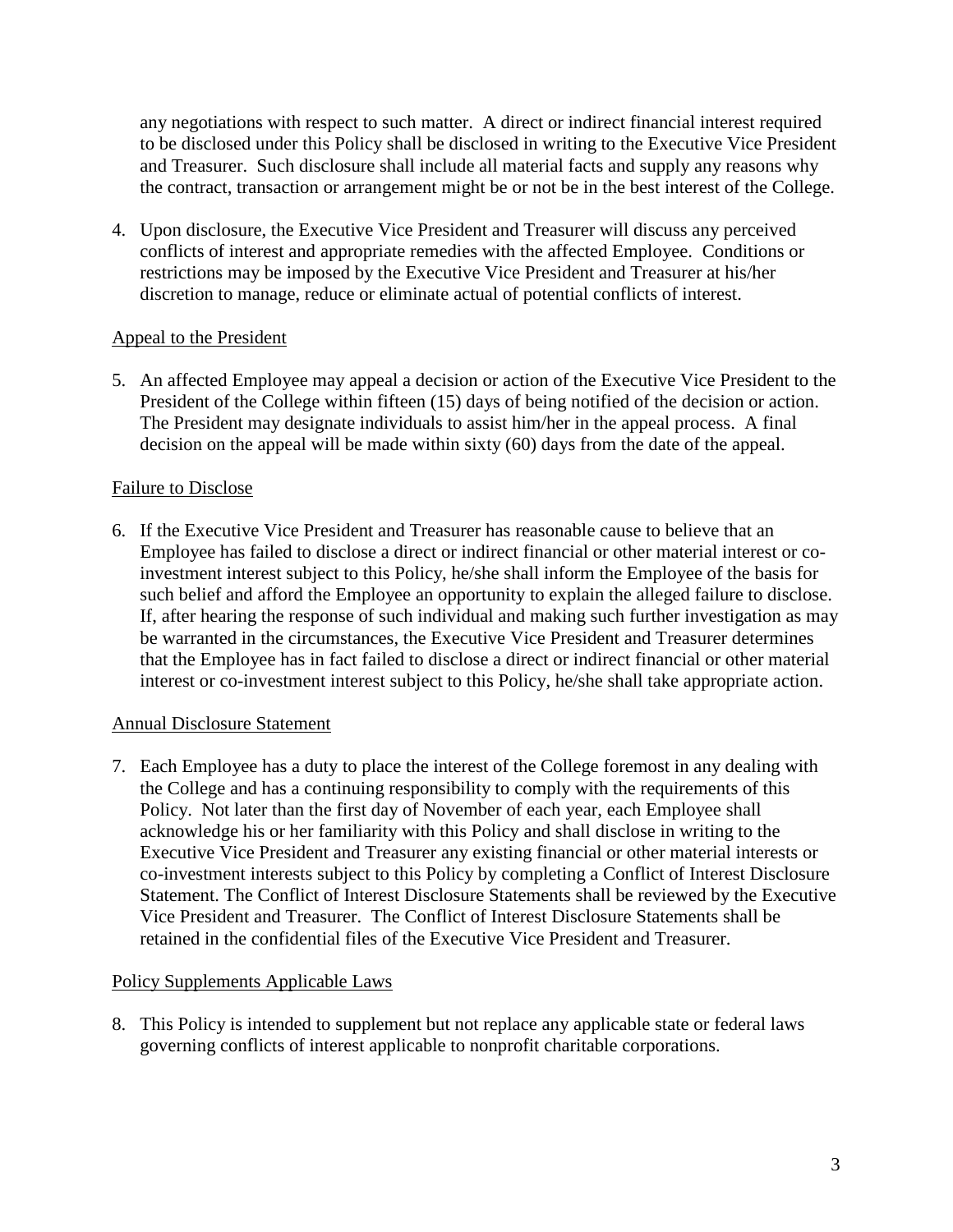any negotiations with respect to such matter. A direct or indirect financial interest required to be disclosed under this Policy shall be disclosed in writing to the Executive Vice President and Treasurer. Such disclosure shall include all material facts and supply any reasons why the contract, transaction or arrangement might be or not be in the best interest of the College.

4. Upon disclosure, the Executive Vice President and Treasurer will discuss any perceived conflicts of interest and appropriate remedies with the affected Employee. Conditions or restrictions may be imposed by the Executive Vice President and Treasurer at his/her discretion to manage, reduce or eliminate actual of potential conflicts of interest.

Appeal to the President

5. An affected Employee may appeal a decision or action of the Executive Vice President to the President of the College within fifteen (15) days of being notified of the decision or action. The President may designate individuals to assist him/her in the appeal process. A final decision on the appeal will be made within sixty (60) days from the date of the appeal.

Failure to Disclose

6. If the Executive Vice President and Treasurer has reasonable cause to believe that an Employee has failed to disclose a direct or indirect financial or other material interest or co-investment interest subject to this Policy, he/she shall inform the Employee of the basis for such belief and afford the Employee an opportunity to explain the alleged failure to disclose. If, after hearing the response of such individual and making such further investigation as may be warranted in the circumstances, the Executive Vice President and Treasurer determines that the Employee has in fact failed to disclose a direct or indirect financial or other material interest or co-investment interest subject to this Policy, he/she shall take appropriate action.

Annual Disclosure Statement

7. Each Employee has a duty to place the interest of the College foremost in any dealing with the College and has a continuing responsibility to comply with the requirements of this Policy. Not later than the first day of November of each year, each Employee shall acknowledge his or her familiarity with this Policy and shall disclose in writing to the Executive Vice President and Treasurer any existing financial or other material interests or co-investment interests subject to this Policy by completing a Conflict of Interest Disclosure Statement. The Conflict of Interest Disclosure Statements shall be reviewed by the Executive Vice President and Treasurer. The Conflict of Interest Disclosure Statements shall be retained in the confidential files of the Executive Vice President and Treasurer.

Policy Supplements Applicable Laws

8. This Policy is intended to supplement but not replace any applicable state or federal laws governing conflicts of interest applicable to nonprofit charitable corporations.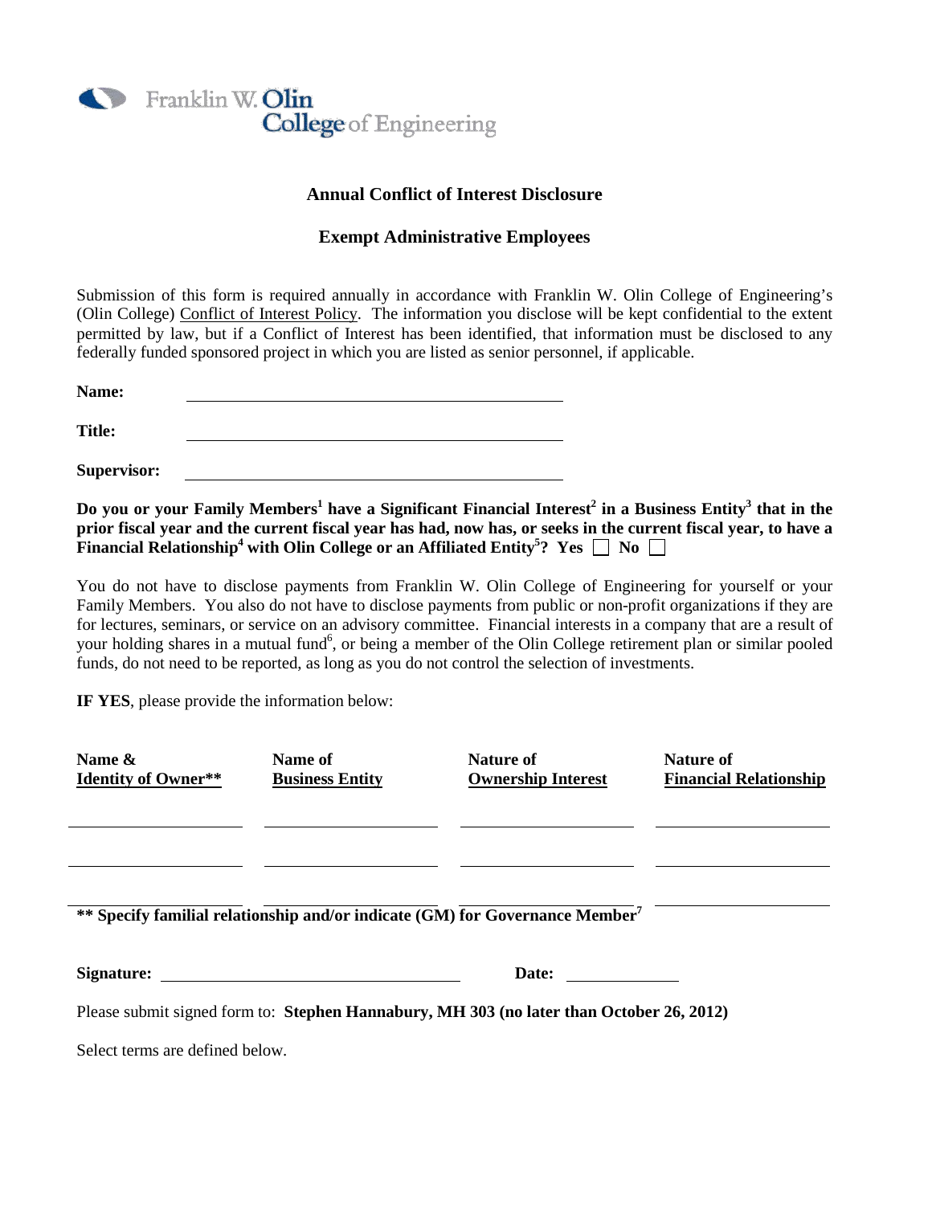Franklin W. Olin College of Engineering

## Annual Conflict of Interest Disclosure

## Exempt Administrative Employees

Submission of this form is required annually in accordance with Franklin W. Olin College of Engineering's (Olin College) Conflict of Interest Policy. The information you disclose will be kept confidential to the extent permitted by law, but if a Conflict of Interest has been identified, that information must be disclosed to any federally funded sponsored project in which you are listed as senior personnel, if applicable.

**Name:** ______________________________

**Title:** ______________________________

**Supervisor:** ______________________________

**Do you or your Family Members[1] have a Significant Financial Interest[2] in a Business Entity[3] that in the prior fiscal year and the current fiscal year has had, now has, or seeks in the current fiscal year, to have a Financial Relationship[4] with Olin College or an Affiliated Entity[5]? Yes ☐ No ☐**

You do not have to disclose payments from Franklin W. Olin College of Engineering for yourself or your Family Members. You also do not have to disclose payments from public or non-profit organizations if they are for lectures, seminars, or service on an advisory committee. Financial interests in a company that are a result of your holding shares in a mutual fund[6], or being a member of the Olin College retirement plan or similar pooled funds, do not need to be reported, as long as you do not control the selection of investments.

**IF YES**, please provide the information below:

| Name & Identity of Owner** | Name of Business Entity | Nature of Ownership Interest | Nature of Financial Relationship |
|---|---|---|---|
| | | | |
| | | | |
| | | | |

**\*\* Specify familial relationship and/or indicate (GM) for Governance Member[7]**

**Signature:** ______________________________ **Date:** ______________

Please submit signed form to: **Stephen Hannabury, MH 303 (no later than October 26, 2012)**

Select terms are defined below.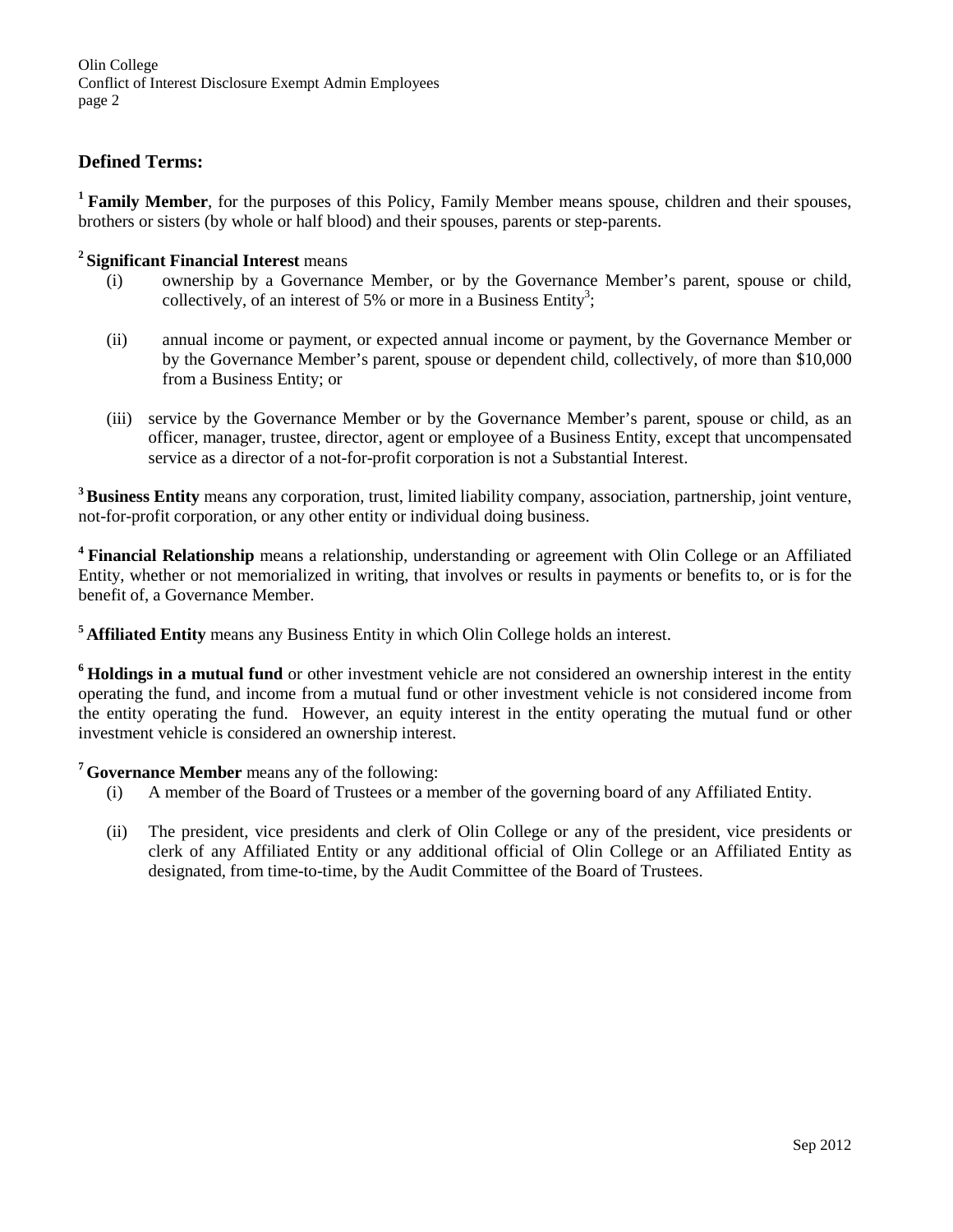## Defined Terms:

[1] **Family Member**, for the purposes of this Policy, Family Member means spouse, children and their spouses, brothers or sisters (by whole or half blood) and their spouses, parents or step-parents.

[2] **Significant Financial Interest** means

(i) ownership by a Governance Member, or by the Governance Member's parent, spouse or child, collectively, of an interest of 5% or more in a Business Entity[3];

(ii) annual income or payment, or expected annual income or payment, by the Governance Member or by the Governance Member's parent, spouse or dependent child, collectively, of more than $10,000 from a Business Entity; or

(iii) service by the Governance Member or by the Governance Member's parent, spouse or child, as an officer, manager, trustee, director, agent or employee of a Business Entity, except that uncompensated service as a director of a not-for-profit corporation is not a Substantial Interest.

[3] **Business Entity** means any corporation, trust, limited liability company, association, partnership, joint venture, not-for-profit corporation, or any other entity or individual doing business.

[4] **Financial Relationship** means a relationship, understanding or agreement with Olin College or an Affiliated Entity, whether or not memorialized in writing, that involves or results in payments or benefits to, or is for the benefit of, a Governance Member.

[5] **Affiliated Entity** means any Business Entity in which Olin College holds an interest.

[6] **Holdings in a mutual fund** or other investment vehicle are not considered an ownership interest in the entity operating the fund, and income from a mutual fund or other investment vehicle is not considered income from the entity operating the fund. However, an equity interest in the entity operating the mutual fund or other investment vehicle is considered an ownership interest.

[7] **Governance Member** means any of the following:

(i) A member of the Board of Trustees or a member of the governing board of any Affiliated Entity.

(ii) The president, vice presidents and clerk of Olin College or any of the president, vice presidents or clerk of any Affiliated Entity or any additional official of Olin College or an Affiliated Entity as designated, from time-to-time, by the Audit Committee of the Board of Trustees.